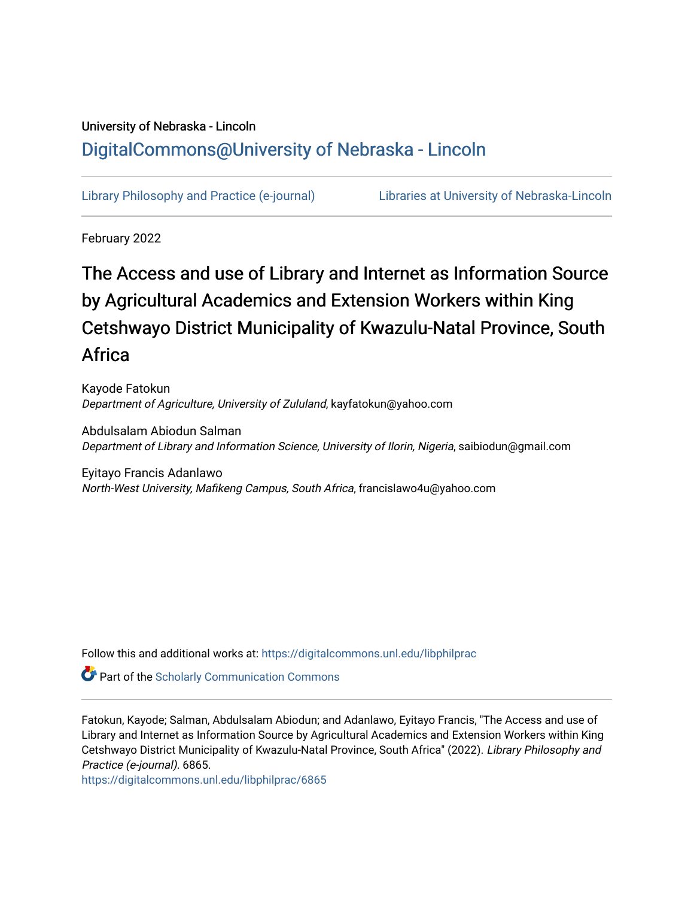University of Nebraska - Lincoln

## DigitalCommons@University of Nebraska - Lincoln

Library Philosophy and Practice (e-journal) Libraries at University of Nebraska-Lincoln

February 2022

# The Access and use of Library and Internet as Information Source by Agricultural Academics and Extension Workers within King Cetshwayo District Municipality of Kwazulu-Natal Province, South Africa

Kayode Fatokun
*Department of Agriculture, University of Zululand*, kayfatokun@yahoo.com

Abdulsalam Abiodun Salman
*Department of Library and Information Science, University of Ilorin, Nigeria*, saibiodun@gmail.com

Eyitayo Francis Adanlawo
*North-West University, Mafikeng Campus, South Africa*, francislawo4u@yahoo.com

Follow this and additional works at: https://digitalcommons.unl.edu/libphilprac

Part of the Scholarly Communication Commons

Fatokun, Kayode; Salman, Abdulsalam Abiodun; and Adanlawo, Eyitayo Francis, "The Access and use of Library and Internet as Information Source by Agricultural Academics and Extension Workers within King Cetshwayo District Municipality of Kwazulu-Natal Province, South Africa" (2022). *Library Philosophy and Practice (e-journal)*. 6865.
https://digitalcommons.unl.edu/libphilprac/6865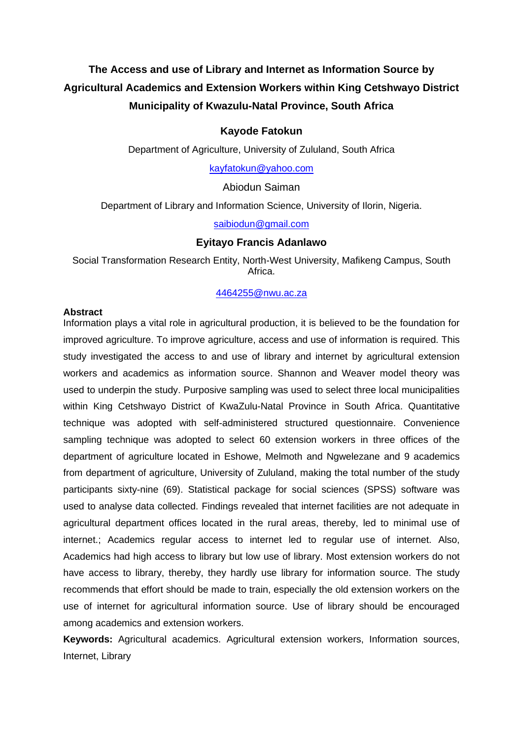# The Access and use of Library and Internet as Information Source by Agricultural Academics and Extension Workers within King Cetshwayo District Municipality of Kwazulu-Natal Province, South Africa

**Kayode Fatokun**

Department of Agriculture, University of Zululand, South Africa

kayfatokun@yahoo.com

Abiodun Saiman

Department of Library and Information Science, University of Ilorin, Nigeria.

saibiodun@gmail.com

**Eyitayo Francis Adanlawo**

Social Transformation Research Entity, North-West University, Mafikeng Campus, South Africa.

4464255@nwu.ac.za

**Abstract**

Information plays a vital role in agricultural production, it is believed to be the foundation for improved agriculture. To improve agriculture, access and use of information is required. This study investigated the access to and use of library and internet by agricultural extension workers and academics as information source. Shannon and Weaver model theory was used to underpin the study. Purposive sampling was used to select three local municipalities within King Cetshwayo District of KwaZulu-Natal Province in South Africa. Quantitative technique was adopted with self-administered structured questionnaire. Convenience sampling technique was adopted to select 60 extension workers in three offices of the department of agriculture located in Eshowe, Melmoth and Ngwelezane and 9 academics from department of agriculture, University of Zululand, making the total number of the study participants sixty-nine (69). Statistical package for social sciences (SPSS) software was used to analyse data collected. Findings revealed that internet facilities are not adequate in agricultural department offices located in the rural areas, thereby, led to minimal use of internet.; Academics regular access to internet led to regular use of internet. Also, Academics had high access to library but low use of library. Most extension workers do not have access to library, thereby, they hardly use library for information source. The study recommends that effort should be made to train, especially the old extension workers on the use of internet for agricultural information source. Use of library should be encouraged among academics and extension workers.

**Keywords:** Agricultural academics. Agricultural extension workers, Information sources, Internet, Library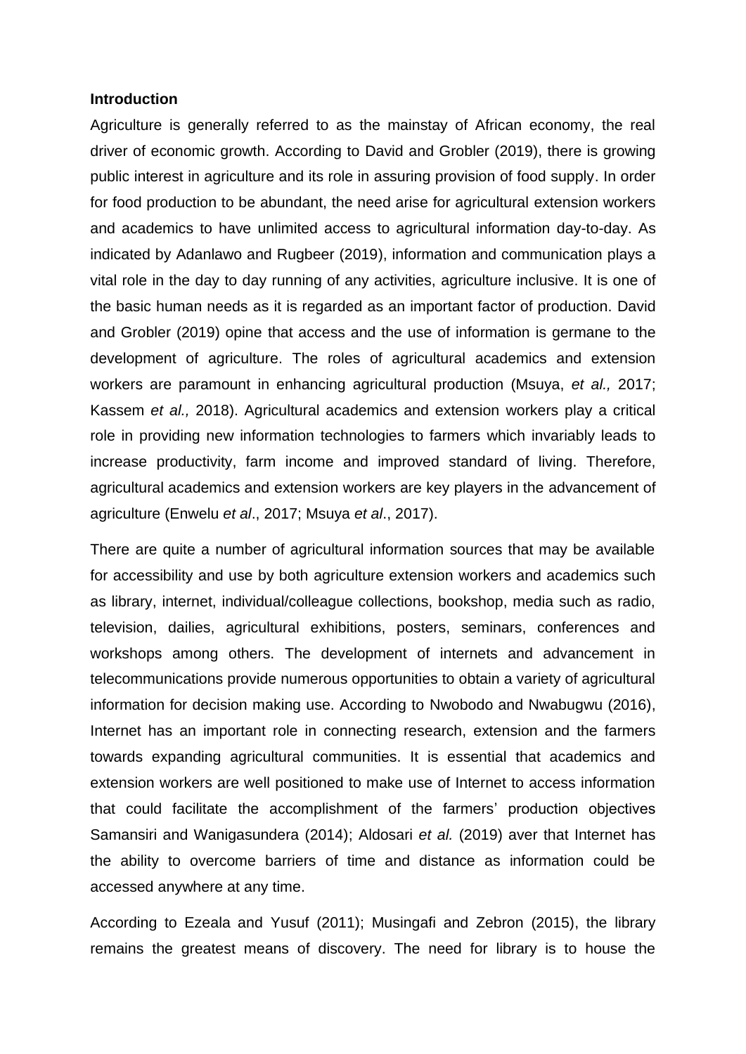**Introduction**

Agriculture is generally referred to as the mainstay of African economy, the real driver of economic growth. According to David and Grobler (2019), there is growing public interest in agriculture and its role in assuring provision of food supply. In order for food production to be abundant, the need arise for agricultural extension workers and academics to have unlimited access to agricultural information day-to-day. As indicated by Adanlawo and Rugbeer (2019), information and communication plays a vital role in the day to day running of any activities, agriculture inclusive. It is one of the basic human needs as it is regarded as an important factor of production. David and Grobler (2019) opine that access and the use of information is germane to the development of agriculture. The roles of agricultural academics and extension workers are paramount in enhancing agricultural production (Msuya, *et al.,* 2017; Kassem *et al.,* 2018). Agricultural academics and extension workers play a critical role in providing new information technologies to farmers which invariably leads to increase productivity, farm income and improved standard of living. Therefore, agricultural academics and extension workers are key players in the advancement of agriculture (Enwelu *et al*., 2017; Msuya *et al*., 2017).

There are quite a number of agricultural information sources that may be available for accessibility and use by both agriculture extension workers and academics such as library, internet, individual/colleague collections, bookshop, media such as radio, television, dailies, agricultural exhibitions, posters, seminars, conferences and workshops among others. The development of internets and advancement in telecommunications provide numerous opportunities to obtain a variety of agricultural information for decision making use. According to Nwobodo and Nwabugwu (2016), Internet has an important role in connecting research, extension and the farmers towards expanding agricultural communities. It is essential that academics and extension workers are well positioned to make use of Internet to access information that could facilitate the accomplishment of the farmers' production objectives Samansiri and Wanigasundera (2014); Aldosari *et al.* (2019) aver that Internet has the ability to overcome barriers of time and distance as information could be accessed anywhere at any time.

According to Ezeala and Yusuf (2011); Musingafi and Zebron (2015), the library remains the greatest means of discovery. The need for library is to house the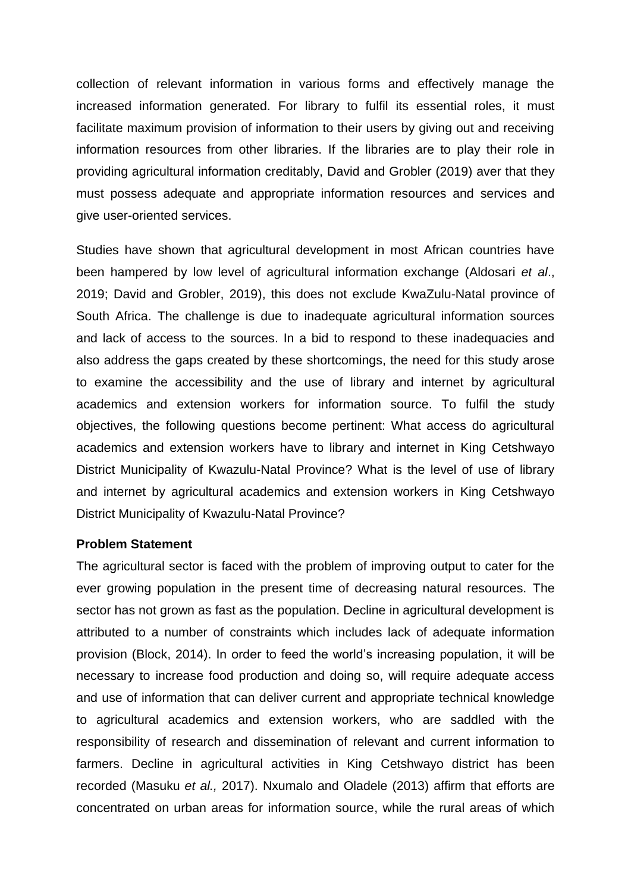collection of relevant information in various forms and effectively manage the increased information generated. For library to fulfil its essential roles, it must facilitate maximum provision of information to their users by giving out and receiving information resources from other libraries. If the libraries are to play their role in providing agricultural information creditably, David and Grobler (2019) aver that they must possess adequate and appropriate information resources and services and give user-oriented services.

Studies have shown that agricultural development in most African countries have been hampered by low level of agricultural information exchange (Aldosari *et al*., 2019; David and Grobler, 2019), this does not exclude KwaZulu-Natal province of South Africa. The challenge is due to inadequate agricultural information sources and lack of access to the sources. In a bid to respond to these inadequacies and also address the gaps created by these shortcomings, the need for this study arose to examine the accessibility and the use of library and internet by agricultural academics and extension workers for information source. To fulfil the study objectives, the following questions become pertinent: What access do agricultural academics and extension workers have to library and internet in King Cetshwayo District Municipality of Kwazulu-Natal Province? What is the level of use of library and internet by agricultural academics and extension workers in King Cetshwayo District Municipality of Kwazulu-Natal Province?

**Problem Statement**

The agricultural sector is faced with the problem of improving output to cater for the ever growing population in the present time of decreasing natural resources. The sector has not grown as fast as the population. Decline in agricultural development is attributed to a number of constraints which includes lack of adequate information provision (Block, 2014). In order to feed the world's increasing population, it will be necessary to increase food production and doing so, will require adequate access and use of information that can deliver current and appropriate technical knowledge to agricultural academics and extension workers, who are saddled with the responsibility of research and dissemination of relevant and current information to farmers. Decline in agricultural activities in King Cetshwayo district has been recorded (Masuku *et al.,* 2017). Nxumalo and Oladele (2013) affirm that efforts are concentrated on urban areas for information source, while the rural areas of which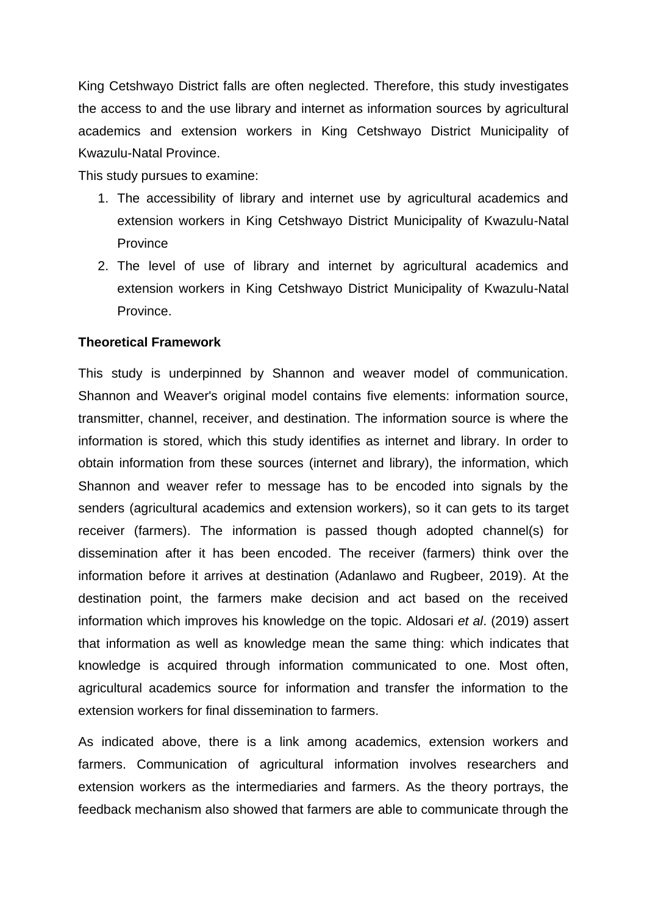King Cetshwayo District falls are often neglected. Therefore, this study investigates the access to and the use library and internet as information sources by agricultural academics and extension workers in King Cetshwayo District Municipality of Kwazulu-Natal Province.

This study pursues to examine:

1. The accessibility of library and internet use by agricultural academics and extension workers in King Cetshwayo District Municipality of Kwazulu-Natal Province
2. The level of use of library and internet by agricultural academics and extension workers in King Cetshwayo District Municipality of Kwazulu-Natal Province.

**Theoretical Framework**

This study is underpinned by Shannon and weaver model of communication. Shannon and Weaver's original model contains five elements: information source, transmitter, channel, receiver, and destination. The information source is where the information is stored, which this study identifies as internet and library. In order to obtain information from these sources (internet and library), the information, which Shannon and weaver refer to message has to be encoded into signals by the senders (agricultural academics and extension workers), so it can gets to its target receiver (farmers). The information is passed though adopted channel(s) for dissemination after it has been encoded. The receiver (farmers) think over the information before it arrives at destination (Adanlawo and Rugbeer, 2019). At the destination point, the farmers make decision and act based on the received information which improves his knowledge on the topic. Aldosari *et al*. (2019) assert that information as well as knowledge mean the same thing: which indicates that knowledge is acquired through information communicated to one. Most often, agricultural academics source for information and transfer the information to the extension workers for final dissemination to farmers.

As indicated above, there is a link among academics, extension workers and farmers. Communication of agricultural information involves researchers and extension workers as the intermediaries and farmers. As the theory portrays, the feedback mechanism also showed that farmers are able to communicate through the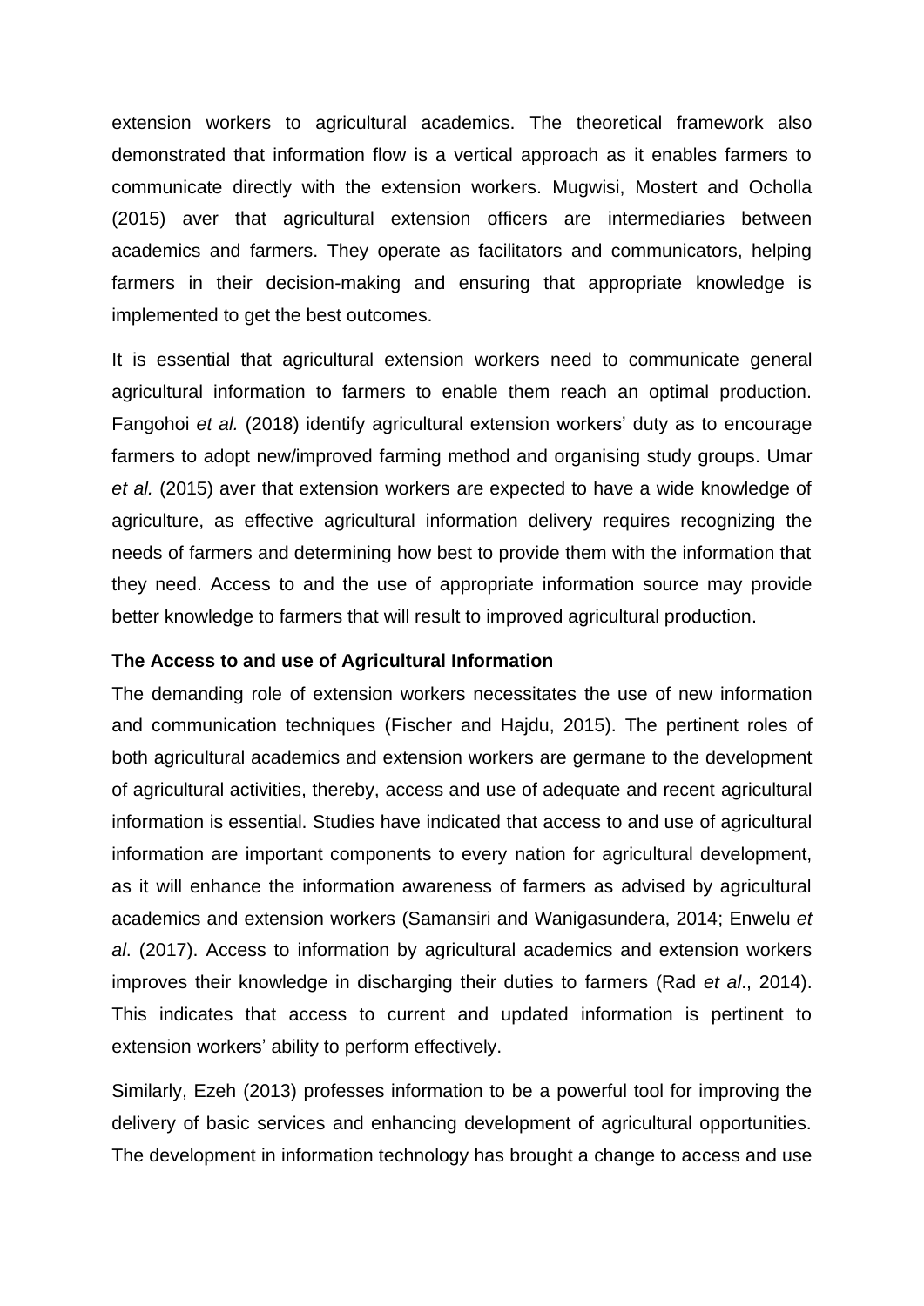extension workers to agricultural academics. The theoretical framework also demonstrated that information flow is a vertical approach as it enables farmers to communicate directly with the extension workers. Mugwisi, Mostert and Ocholla (2015) aver that agricultural extension officers are intermediaries between academics and farmers. They operate as facilitators and communicators, helping farmers in their decision-making and ensuring that appropriate knowledge is implemented to get the best outcomes.

It is essential that agricultural extension workers need to communicate general agricultural information to farmers to enable them reach an optimal production. Fangohoi *et al.* (2018) identify agricultural extension workers' duty as to encourage farmers to adopt new/improved farming method and organising study groups. Umar *et al.* (2015) aver that extension workers are expected to have a wide knowledge of agriculture, as effective agricultural information delivery requires recognizing the needs of farmers and determining how best to provide them with the information that they need. Access to and the use of appropriate information source may provide better knowledge to farmers that will result to improved agricultural production.

**The Access to and use of Agricultural Information**

The demanding role of extension workers necessitates the use of new information and communication techniques (Fischer and Hajdu, 2015). The pertinent roles of both agricultural academics and extension workers are germane to the development of agricultural activities, thereby, access and use of adequate and recent agricultural information is essential. Studies have indicated that access to and use of agricultural information are important components to every nation for agricultural development, as it will enhance the information awareness of farmers as advised by agricultural academics and extension workers (Samansiri and Wanigasundera, 2014; Enwelu *et al*. (2017). Access to information by agricultural academics and extension workers improves their knowledge in discharging their duties to farmers (Rad *et al*., 2014). This indicates that access to current and updated information is pertinent to extension workers' ability to perform effectively.

Similarly, Ezeh (2013) professes information to be a powerful tool for improving the delivery of basic services and enhancing development of agricultural opportunities. The development in information technology has brought a change to access and use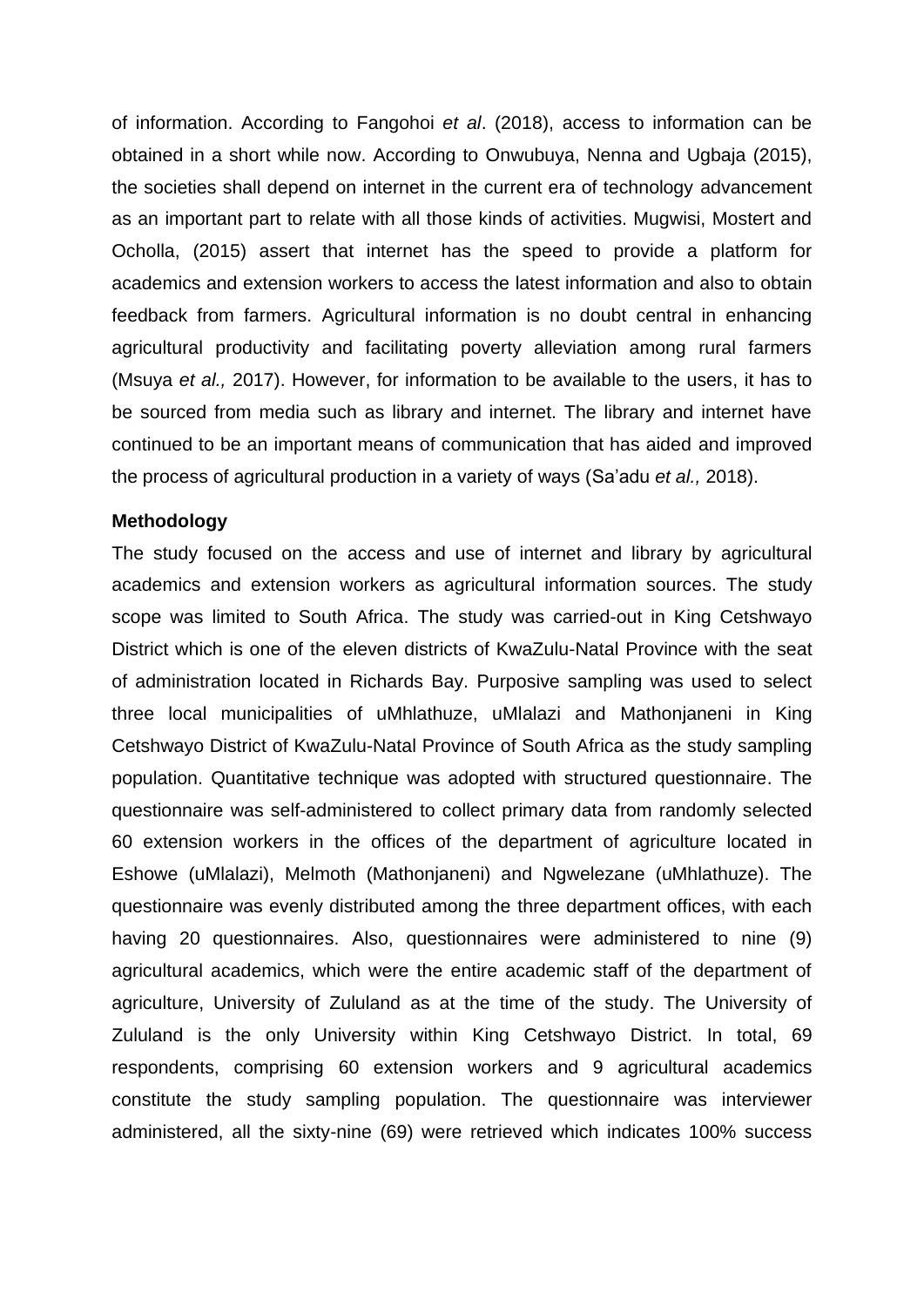of information. According to Fangohoi *et al*. (2018), access to information can be obtained in a short while now. According to Onwubuya, Nenna and Ugbaja (2015), the societies shall depend on internet in the current era of technology advancement as an important part to relate with all those kinds of activities. Mugwisi, Mostert and Ocholla, (2015) assert that internet has the speed to provide a platform for academics and extension workers to access the latest information and also to obtain feedback from farmers. Agricultural information is no doubt central in enhancing agricultural productivity and facilitating poverty alleviation among rural farmers (Msuya *et al.,* 2017). However, for information to be available to the users, it has to be sourced from media such as library and internet. The library and internet have continued to be an important means of communication that has aided and improved the process of agricultural production in a variety of ways (Sa'adu *et al.,* 2018).

**Methodology**

The study focused on the access and use of internet and library by agricultural academics and extension workers as agricultural information sources. The study scope was limited to South Africa. The study was carried-out in King Cetshwayo District which is one of the eleven districts of KwaZulu-Natal Province with the seat of administration located in Richards Bay. Purposive sampling was used to select three local municipalities of uMhlathuze, uMlalazi and Mathonjaneni in King Cetshwayo District of KwaZulu-Natal Province of South Africa as the study sampling population. Quantitative technique was adopted with structured questionnaire. The questionnaire was self-administered to collect primary data from randomly selected 60 extension workers in the offices of the department of agriculture located in Eshowe (uMlalazi), Melmoth (Mathonjaneni) and Ngwelezane (uMhlathuze). The questionnaire was evenly distributed among the three department offices, with each having 20 questionnaires. Also, questionnaires were administered to nine (9) agricultural academics, which were the entire academic staff of the department of agriculture, University of Zululand as at the time of the study. The University of Zululand is the only University within King Cetshwayo District. In total, 69 respondents, comprising 60 extension workers and 9 agricultural academics constitute the study sampling population. The questionnaire was interviewer administered, all the sixty-nine (69) were retrieved which indicates 100% success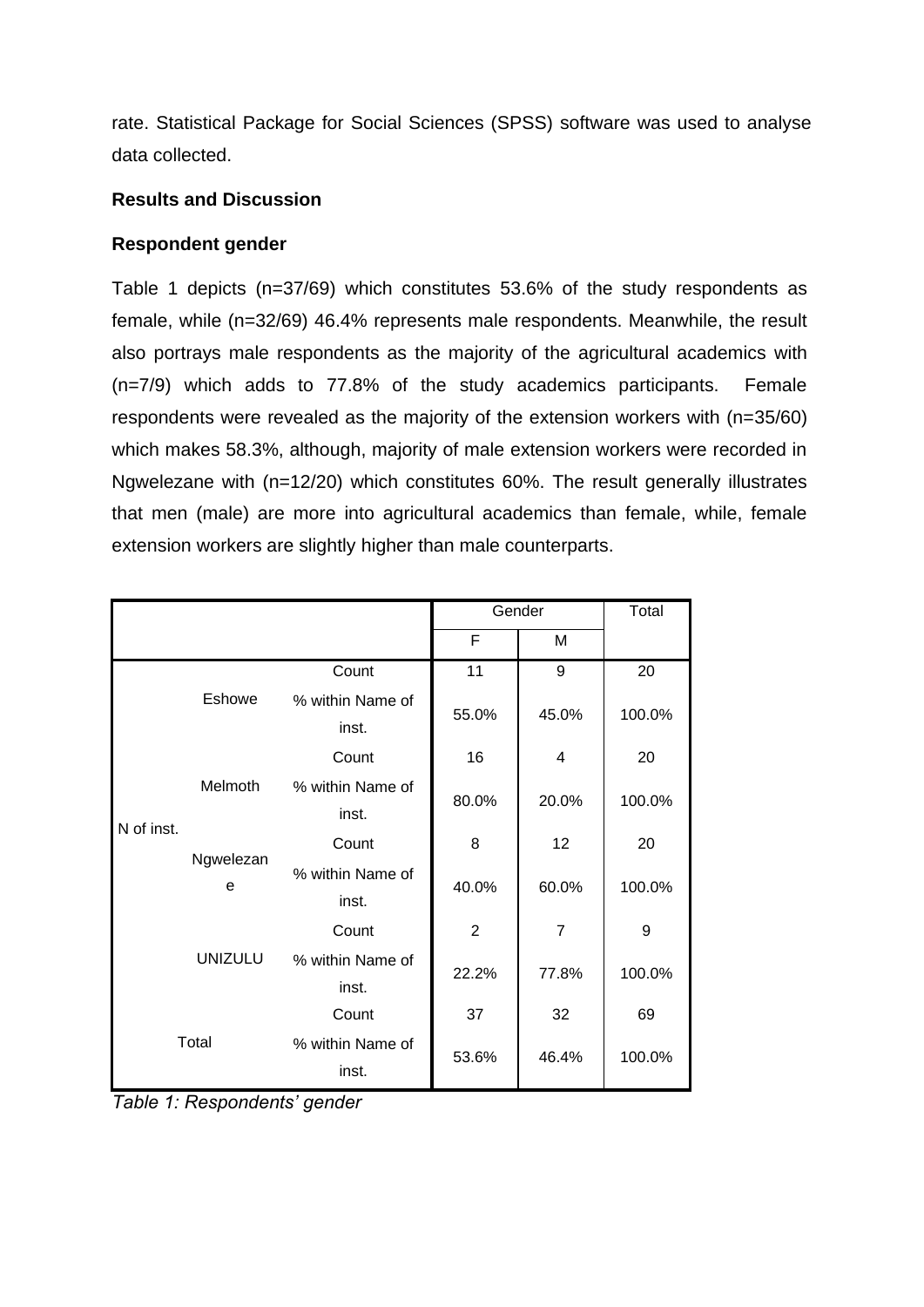rate. Statistical Package for Social Sciences (SPSS) software was used to analyse data collected.

**Results and Discussion**

**Respondent gender**

Table 1 depicts (n=37/69) which constitutes 53.6% of the study respondents as female, while (n=32/69) 46.4% represents male respondents. Meanwhile, the result also portrays male respondents as the majority of the agricultural academics with (n=7/9) which adds to 77.8% of the study academics participants. Female respondents were revealed as the majority of the extension workers with (n=35/60) which makes 58.3%, although, majority of male extension workers were recorded in Ngwelezane with (n=12/20) which constitutes 60%. The result generally illustrates that men (male) are more into agricultural academics than female, while, female extension workers are slightly higher than male counterparts.

| | | | Gender | | Total |
|---|---|---|---|---|---|
| | | | F | M | |
| N of inst. | Eshowe | Count | 11 | 9 | 20 |
| | | % within Name of inst. | 55.0% | 45.0% | 100.0% |
| | Melmoth | Count | 16 | 4 | 20 |
| | | % within Name of inst. | 80.0% | 20.0% | 100.0% |
| | Ngwelezane | Count | 8 | 12 | 20 |
| | | % within Name of inst. | 40.0% | 60.0% | 100.0% |
| | UNIZULU | Count | 2 | 7 | 9 |
| | | % within Name of inst. | 22.2% | 77.8% | 100.0% |
| Total | | Count | 37 | 32 | 69 |
| | | % within Name of inst. | 53.6% | 46.4% | 100.0% |

*Table 1: Respondents' gender*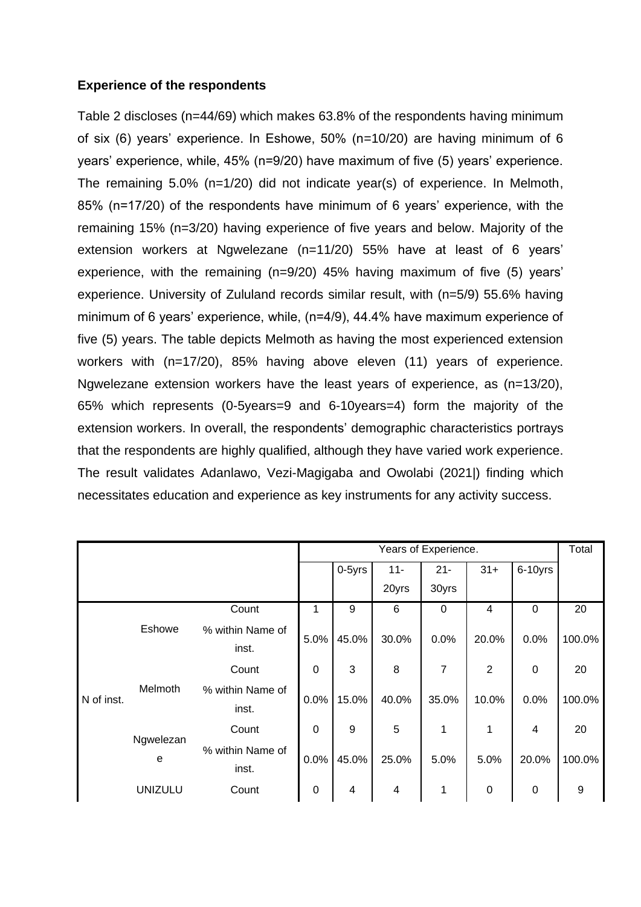**Experience of the respondents**

Table 2 discloses (n=44/69) which makes 63.8% of the respondents having minimum of six (6) years' experience. In Eshowe, 50% (n=10/20) are having minimum of 6 years' experience, while, 45% (n=9/20) have maximum of five (5) years' experience. The remaining 5.0% (n=1/20) did not indicate year(s) of experience. In Melmoth, 85% (n=17/20) of the respondents have minimum of 6 years' experience, with the remaining 15% (n=3/20) having experience of five years and below. Majority of the extension workers at Ngwelezane (n=11/20) 55% have at least of 6 years' experience, with the remaining (n=9/20) 45% having maximum of five (5) years' experience. University of Zululand records similar result, with (n=5/9) 55.6% having minimum of 6 years' experience, while, (n=4/9), 44.4% have maximum experience of five (5) years. The table depicts Melmoth as having the most experienced extension workers with (n=17/20), 85% having above eleven (11) years of experience. Ngwelezane extension workers have the least years of experience, as (n=13/20), 65% which represents (0-5years=9 and 6-10years=4) form the majority of the extension workers. In overall, the respondents' demographic characteristics portrays that the respondents are highly qualified, although they have varied work experience. The result validates Adanlawo, Vezi-Magigaba and Owolabi (2021|) finding which necessitates education and experience as key instruments for any activity success.

| | | | Years of Experience. | | | | | | Total |
|---|---|---|---|---|---|---|---|---|---|
| | | | | 0-5yrs | 11-20yrs | 21-30yrs | 31+ | 6-10yrs | |
| N of inst. | Eshowe | Count | 1 | 9 | 6 | 0 | 4 | 0 | 20 |
| | | % within Name of inst. | 5.0% | 45.0% | 30.0% | 0.0% | 20.0% | 0.0% | 100.0% |
| | Melmoth | Count | 0 | 3 | 8 | 7 | 2 | 0 | 20 |
| | | % within Name of inst. | 0.0% | 15.0% | 40.0% | 35.0% | 10.0% | 0.0% | 100.0% |
| | Ngwelezane | Count | 0 | 9 | 5 | 1 | 1 | 4 | 20 |
| | | % within Name of inst. | 0.0% | 45.0% | 25.0% | 5.0% | 5.0% | 20.0% | 100.0% |
| | UNIZULU | Count | 0 | 4 | 4 | 1 | 0 | 0 | 9 |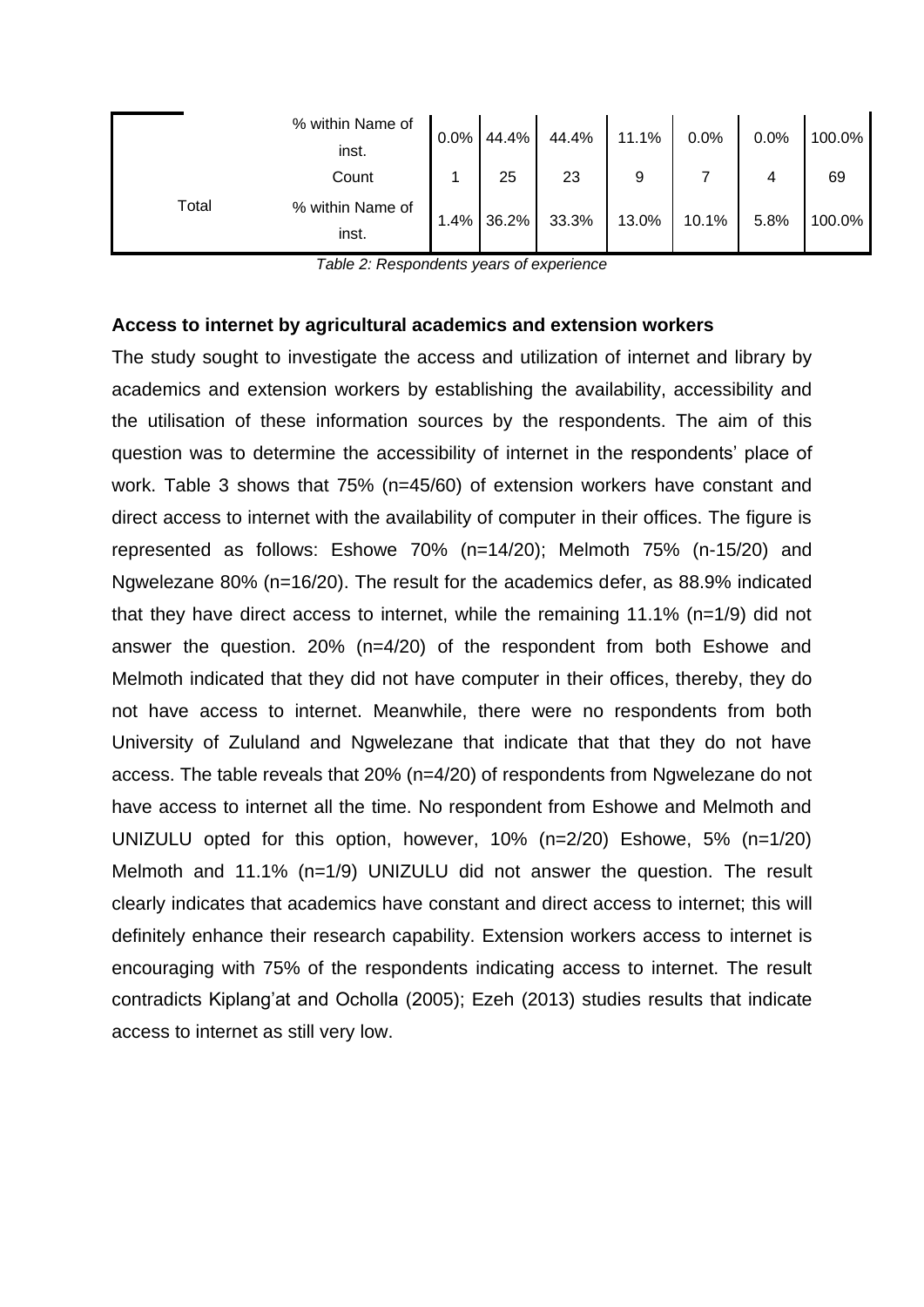|  |  |  |  |  |  |  |  |  |
|---|---|---|---|---|---|---|---|---|
|  | % within Name of inst. | 0.0% | 44.4% | 44.4% | 11.1% | 0.0% | 0.0% | 100.0% |
| Total | Count | 1 | 25 | 23 | 9 | 7 | 4 | 69 |
|  | % within Name of inst. | 1.4% | 36.2% | 33.3% | 13.0% | 10.1% | 5.8% | 100.0% |

*Table 2: Respondents years of experience*

**Access to internet by agricultural academics and extension workers**

The study sought to investigate the access and utilization of internet and library by academics and extension workers by establishing the availability, accessibility and the utilisation of these information sources by the respondents. The aim of this question was to determine the accessibility of internet in the respondents' place of work. Table 3 shows that 75% (n=45/60) of extension workers have constant and direct access to internet with the availability of computer in their offices. The figure is represented as follows: Eshowe 70% (n=14/20); Melmoth 75% (n-15/20) and Ngwelezane 80% (n=16/20). The result for the academics defer, as 88.9% indicated that they have direct access to internet, while the remaining 11.1% (n=1/9) did not answer the question. 20% (n=4/20) of the respondent from both Eshowe and Melmoth indicated that they did not have computer in their offices, thereby, they do not have access to internet. Meanwhile, there were no respondents from both University of Zululand and Ngwelezane that indicate that that they do not have access. The table reveals that 20% (n=4/20) of respondents from Ngwelezane do not have access to internet all the time. No respondent from Eshowe and Melmoth and UNIZULU opted for this option, however, 10% (n=2/20) Eshowe, 5% (n=1/20) Melmoth and 11.1% (n=1/9) UNIZULU did not answer the question. The result clearly indicates that academics have constant and direct access to internet; this will definitely enhance their research capability. Extension workers access to internet is encouraging with 75% of the respondents indicating access to internet. The result contradicts Kiplang'at and Ocholla (2005); Ezeh (2013) studies results that indicate access to internet as still very low.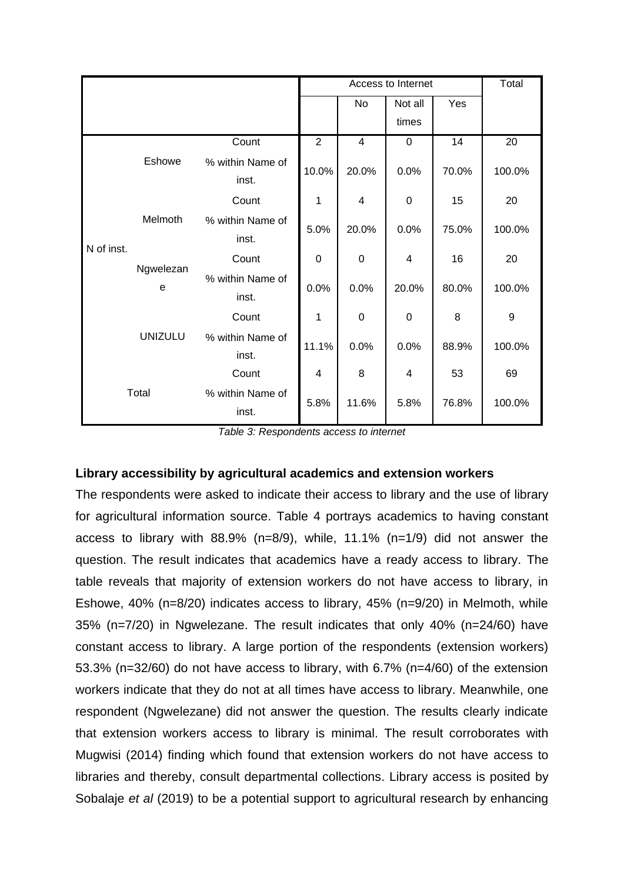| | | | Access to Internet | | | | Total |
|---|---|---|---|---|---|---|---|
| | | | | No | Not all times | Yes | |
| N of inst. | Eshowe | Count | 2 | 4 | 0 | 14 | 20 |
| | | % within Name of inst. | 10.0% | 20.0% | 0.0% | 70.0% | 100.0% |
| | Melmoth | Count | 1 | 4 | 0 | 15 | 20 |
| | | % within Name of inst. | 5.0% | 20.0% | 0.0% | 75.0% | 100.0% |
| | Ngwelezane | Count | 0 | 0 | 4 | 16 | 20 |
| | | % within Name of inst. | 0.0% | 0.0% | 20.0% | 80.0% | 100.0% |
| | UNIZULU | Count | 1 | 0 | 0 | 8 | 9 |
| | | % within Name of inst. | 11.1% | 0.0% | 0.0% | 88.9% | 100.0% |
| Total | | Count | 4 | 8 | 4 | 53 | 69 |
| | | % within Name of inst. | 5.8% | 11.6% | 5.8% | 76.8% | 100.0% |

*Table 3: Respondents access to internet*

**Library accessibility by agricultural academics and extension workers**

The respondents were asked to indicate their access to library and the use of library for agricultural information source. Table 4 portrays academics to having constant access to library with 88.9% (n=8/9), while, 11.1% (n=1/9) did not answer the question. The result indicates that academics have a ready access to library. The table reveals that majority of extension workers do not have access to library, in Eshowe, 40% (n=8/20) indicates access to library, 45% (n=9/20) in Melmoth, while 35% (n=7/20) in Ngwelezane. The result indicates that only 40% (n=24/60) have constant access to library. A large portion of the respondents (extension workers) 53.3% (n=32/60) do not have access to library, with 6.7% (n=4/60) of the extension workers indicate that they do not at all times have access to library. Meanwhile, one respondent (Ngwelezane) did not answer the question. The results clearly indicate that extension workers access to library is minimal. The result corroborates with Mugwisi (2014) finding which found that extension workers do not have access to libraries and thereby, consult departmental collections. Library access is posited by Sobalaje *et al* (2019) to be a potential support to agricultural research by enhancing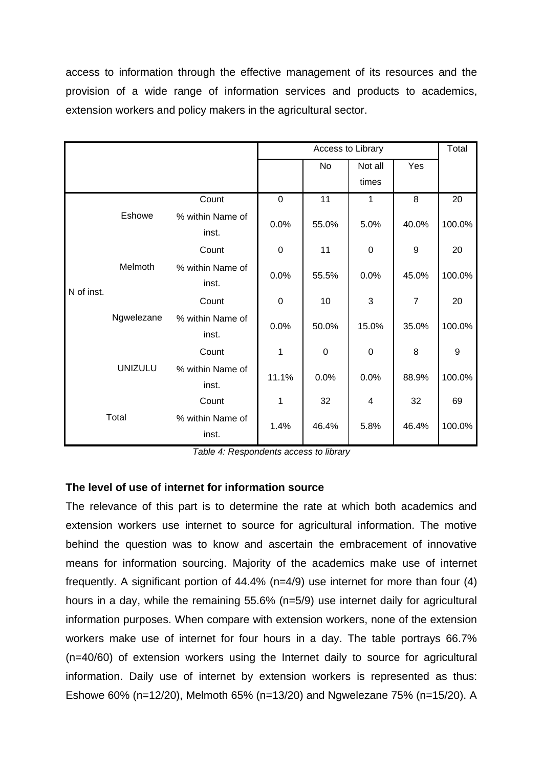access to information through the effective management of its resources and the provision of a wide range of information services and products to academics, extension workers and policy makers in the agricultural sector.

| | | | Access to Library | | | | Total |
|---|---|---|---|---|---|---|---|
| | | | | No | Not all times | Yes | |
| N of inst. | Eshowe | Count | 0 | 11 | 1 | 8 | 20 |
| | | % within Name of inst. | 0.0% | 55.0% | 5.0% | 40.0% | 100.0% |
| | Melmoth | Count | 0 | 11 | 0 | 9 | 20 |
| | | % within Name of inst. | 0.0% | 55.5% | 0.0% | 45.0% | 100.0% |
| | Ngwelezane | Count | 0 | 10 | 3 | 7 | 20 |
| | | % within Name of inst. | 0.0% | 50.0% | 15.0% | 35.0% | 100.0% |
| | UNIZULU | Count | 1 | 0 | 0 | 8 | 9 |
| | | % within Name of inst. | 11.1% | 0.0% | 0.0% | 88.9% | 100.0% |
| Total | | Count | 1 | 32 | 4 | 32 | 69 |
| | | % within Name of inst. | 1.4% | 46.4% | 5.8% | 46.4% | 100.0% |

*Table 4: Respondents access to library*

**The level of use of internet for information source**

The relevance of this part is to determine the rate at which both academics and extension workers use internet to source for agricultural information. The motive behind the question was to know and ascertain the embracement of innovative means for information sourcing. Majority of the academics make use of internet frequently. A significant portion of 44.4% (n=4/9) use internet for more than four (4) hours in a day, while the remaining 55.6% (n=5/9) use internet daily for agricultural information purposes. When compare with extension workers, none of the extension workers make use of internet for four hours in a day. The table portrays 66.7% (n=40/60) of extension workers using the Internet daily to source for agricultural information. Daily use of internet by extension workers is represented as thus: Eshowe 60% (n=12/20), Melmoth 65% (n=13/20) and Ngwelezane 75% (n=15/20). A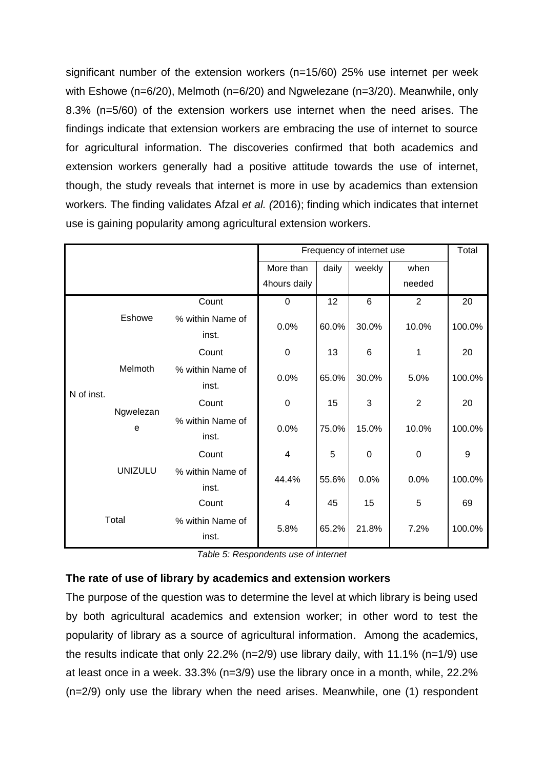significant number of the extension workers (n=15/60) 25% use internet per week with Eshowe (n=6/20), Melmoth (n=6/20) and Ngwelezane (n=3/20). Meanwhile, only 8.3% (n=5/60) of the extension workers use internet when the need arises. The findings indicate that extension workers are embracing the use of internet to source for agricultural information. The discoveries confirmed that both academics and extension workers generally had a positive attitude towards the use of internet, though, the study reveals that internet is more in use by academics than extension workers. The finding validates Afzal *et al. (*2016); finding which indicates that internet use is gaining popularity among agricultural extension workers.

| | | | Frequency of internet use | | | | Total |
|---|---|---|---|---|---|---|---|
| | | | More than 4hours daily | daily | weekly | when needed | |
| N of inst. | Eshowe | Count | 0 | 12 | 6 | 2 | 20 |
| | | % within Name of inst. | 0.0% | 60.0% | 30.0% | 10.0% | 100.0% |
| | Melmoth | Count | 0 | 13 | 6 | 1 | 20 |
| | | % within Name of inst. | 0.0% | 65.0% | 30.0% | 5.0% | 100.0% |
| | Ngwelezane | Count | 0 | 15 | 3 | 2 | 20 |
| | | % within Name of inst. | 0.0% | 75.0% | 15.0% | 10.0% | 100.0% |
| | UNIZULU | Count | 4 | 5 | 0 | 0 | 9 |
| | | % within Name of inst. | 44.4% | 55.6% | 0.0% | 0.0% | 100.0% |
| Total | | Count | 4 | 45 | 15 | 5 | 69 |
| | | % within Name of inst. | 5.8% | 65.2% | 21.8% | 7.2% | 100.0% |

*Table 5: Respondents use of internet*

**The rate of use of library by academics and extension workers**

The purpose of the question was to determine the level at which library is being used by both agricultural academics and extension worker; in other word to test the popularity of library as a source of agricultural information. Among the academics, the results indicate that only 22.2% (n=2/9) use library daily, with 11.1% (n=1/9) use at least once in a week. 33.3% (n=3/9) use the library once in a month, while, 22.2% (n=2/9) only use the library when the need arises. Meanwhile, one (1) respondent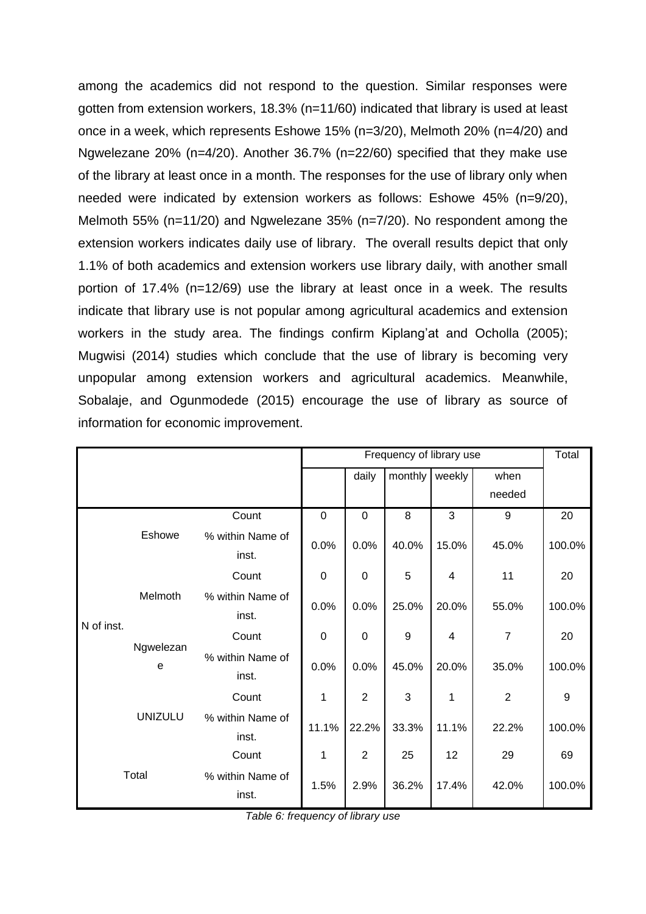among the academics did not respond to the question. Similar responses were gotten from extension workers, 18.3% (n=11/60) indicated that library is used at least once in a week, which represents Eshowe 15% (n=3/20), Melmoth 20% (n=4/20) and Ngwelezane 20% (n=4/20). Another 36.7% (n=22/60) specified that they make use of the library at least once in a month. The responses for the use of library only when needed were indicated by extension workers as follows: Eshowe 45% (n=9/20), Melmoth 55% (n=11/20) and Ngwelezane 35% (n=7/20). No respondent among the extension workers indicates daily use of library. The overall results depict that only 1.1% of both academics and extension workers use library daily, with another small portion of 17.4% (n=12/69) use the library at least once in a week. The results indicate that library use is not popular among agricultural academics and extension workers in the study area. The findings confirm Kiplang'at and Ocholla (2005); Mugwisi (2014) studies which conclude that the use of library is becoming very unpopular among extension workers and agricultural academics. Meanwhile, Sobalaje, and Ogunmodede (2015) encourage the use of library as source of information for economic improvement.

| | | | Frequency of library use | | | | | Total |
|---|---|---|---|---|---|---|---|---|
| | | | | daily | monthly | weekly | when needed | |
| N of inst. | Eshowe | Count | 0 | 0 | 8 | 3 | 9 | 20 |
| | | % within Name of inst. | 0.0% | 0.0% | 40.0% | 15.0% | 45.0% | 100.0% |
| | Melmoth | Count | 0 | 0 | 5 | 4 | 11 | 20 |
| | | % within Name of inst. | 0.0% | 0.0% | 25.0% | 20.0% | 55.0% | 100.0% |
| | Ngwelezane | Count | 0 | 0 | 9 | 4 | 7 | 20 |
| | | % within Name of inst. | 0.0% | 0.0% | 45.0% | 20.0% | 35.0% | 100.0% |
| | UNIZULU | Count | 1 | 2 | 3 | 1 | 2 | 9 |
| | | % within Name of inst. | 11.1% | 22.2% | 33.3% | 11.1% | 22.2% | 100.0% |
| Total | | Count | 1 | 2 | 25 | 12 | 29 | 69 |
| | | % within Name of inst. | 1.5% | 2.9% | 36.2% | 17.4% | 42.0% | 100.0% |

*Table 6: frequency of library use*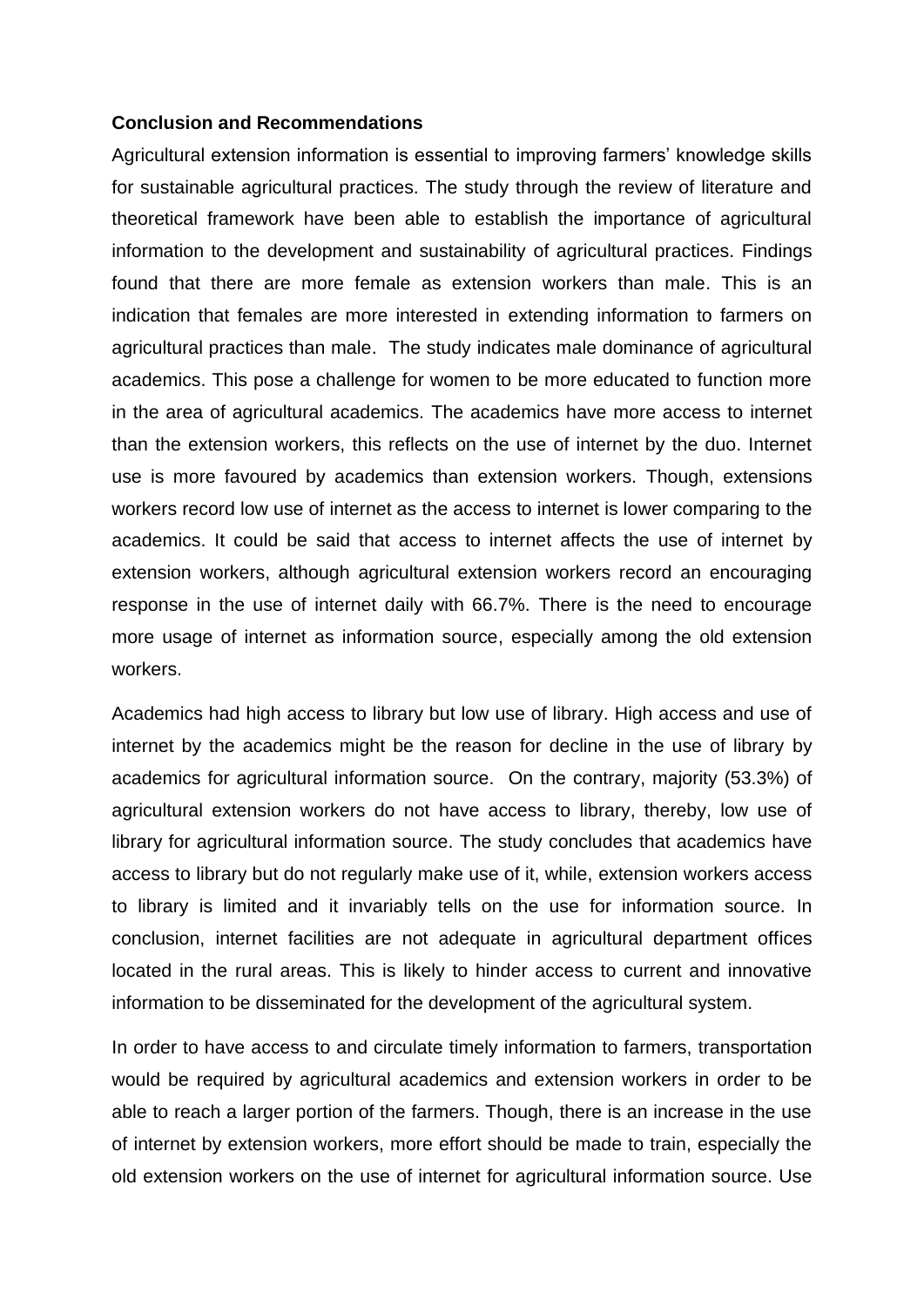**Conclusion and Recommendations**

Agricultural extension information is essential to improving farmers' knowledge skills for sustainable agricultural practices. The study through the review of literature and theoretical framework have been able to establish the importance of agricultural information to the development and sustainability of agricultural practices. Findings found that there are more female as extension workers than male. This is an indication that females are more interested in extending information to farmers on agricultural practices than male. The study indicates male dominance of agricultural academics. This pose a challenge for women to be more educated to function more in the area of agricultural academics. The academics have more access to internet than the extension workers, this reflects on the use of internet by the duo. Internet use is more favoured by academics than extension workers. Though, extensions workers record low use of internet as the access to internet is lower comparing to the academics. It could be said that access to internet affects the use of internet by extension workers, although agricultural extension workers record an encouraging response in the use of internet daily with 66.7%. There is the need to encourage more usage of internet as information source, especially among the old extension workers.

Academics had high access to library but low use of library. High access and use of internet by the academics might be the reason for decline in the use of library by academics for agricultural information source. On the contrary, majority (53.3%) of agricultural extension workers do not have access to library, thereby, low use of library for agricultural information source. The study concludes that academics have access to library but do not regularly make use of it, while, extension workers access to library is limited and it invariably tells on the use for information source. In conclusion, internet facilities are not adequate in agricultural department offices located in the rural areas. This is likely to hinder access to current and innovative information to be disseminated for the development of the agricultural system.

In order to have access to and circulate timely information to farmers, transportation would be required by agricultural academics and extension workers in order to be able to reach a larger portion of the farmers. Though, there is an increase in the use of internet by extension workers, more effort should be made to train, especially the old extension workers on the use of internet for agricultural information source. Use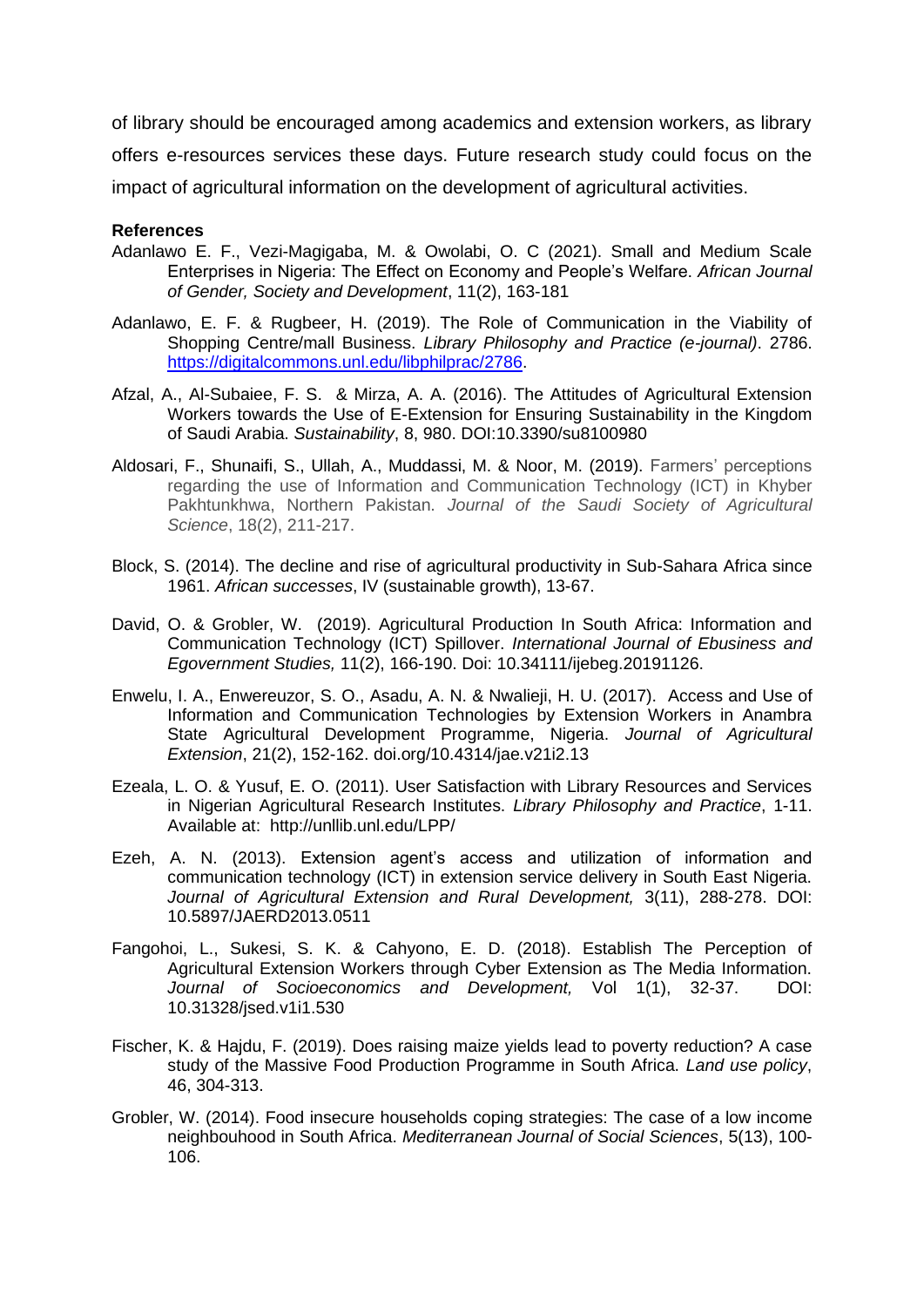of library should be encouraged among academics and extension workers, as library offers e-resources services these days. Future research study could focus on the impact of agricultural information on the development of agricultural activities.

**References**

Adanlawo E. F., Vezi-Magigaba, M. & Owolabi, O. C (2021). Small and Medium Scale Enterprises in Nigeria: The Effect on Economy and People's Welfare. *African Journal of Gender, Society and Development*, 11(2), 163-181

Adanlawo, E. F. & Rugbeer, H. (2019). The Role of Communication in the Viability of Shopping Centre/mall Business. *Library Philosophy and Practice (e-journal)*. 2786. https://digitalcommons.unl.edu/libphilprac/2786.

Afzal, A., Al-Subaiee, F. S. & Mirza, A. A. (2016). The Attitudes of Agricultural Extension Workers towards the Use of E-Extension for Ensuring Sustainability in the Kingdom of Saudi Arabia. *Sustainability*, 8, 980. DOI:10.3390/su8100980

Aldosari, F., Shunaifi, S., Ullah, A., Muddassi, M. & Noor, M. (2019). Farmers' perceptions regarding the use of Information and Communication Technology (ICT) in Khyber Pakhtunkhwa, Northern Pakistan. *Journal of the Saudi Society of Agricultural Science*, 18(2), 211-217.

Block, S. (2014). The decline and rise of agricultural productivity in Sub-Sahara Africa since 1961. *African successes*, IV (sustainable growth), 13-67.

David, O. & Grobler, W. (2019). Agricultural Production In South Africa: Information and Communication Technology (ICT) Spillover. *International Journal of Ebusiness and Egovernment Studies,* 11(2), 166-190. Doi: 10.34111/ijebeg.20191126.

Enwelu, I. A., Enwereuzor, S. O., Asadu, A. N. & Nwalieji, H. U. (2017). Access and Use of Information and Communication Technologies by Extension Workers in Anambra State Agricultural Development Programme, Nigeria. *Journal of Agricultural Extension*, 21(2), 152-162. doi.org/10.4314/jae.v21i2.13

Ezeala, L. O. & Yusuf, E. O. (2011). User Satisfaction with Library Resources and Services in Nigerian Agricultural Research Institutes. *Library Philosophy and Practice*, 1-11. Available at: http://unllib.unl.edu/LPP/

Ezeh, A. N. (2013). Extension agent's access and utilization of information and communication technology (ICT) in extension service delivery in South East Nigeria. *Journal of Agricultural Extension and Rural Development,* 3(11), 288-278. DOI: 10.5897/JAERD2013.0511

Fangohoi, L., Sukesi, S. K. & Cahyono, E. D. (2018). Establish The Perception of Agricultural Extension Workers through Cyber Extension as The Media Information. *Journal of Socioeconomics and Development,* Vol 1(1), 32-37. DOI: 10.31328/jsed.v1i1.530

Fischer, K. & Hajdu, F. (2019). Does raising maize yields lead to poverty reduction? A case study of the Massive Food Production Programme in South Africa. *Land use policy*, 46, 304-313.

Grobler, W. (2014). Food insecure households coping strategies: The case of a low income neighbouhood in South Africa. *Mediterranean Journal of Social Sciences*, 5(13), 100-106.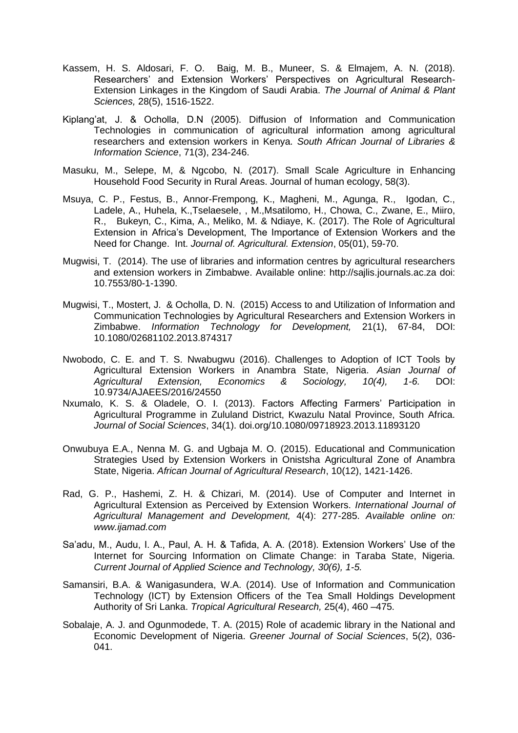Kassem, H. S. Aldosari, F. O. Baig, M. B., Muneer, S. & Elmajem, A. N. (2018). Researchers' and Extension Workers' Perspectives on Agricultural Research-Extension Linkages in the Kingdom of Saudi Arabia. *The Journal of Animal & Plant Sciences,* 28(5), 1516-1522.

Kiplang'at, J. & Ocholla, D.N (2005). Diffusion of Information and Communication Technologies in communication of agricultural information among agricultural researchers and extension workers in Kenya. *South African Journal of Libraries & Information Science*, 71(3), 234-246.

Masuku, M., Selepe, M, & Ngcobo, N. (2017). Small Scale Agriculture in Enhancing Household Food Security in Rural Areas. Journal of human ecology, 58(3).

Msuya, C. P., Festus, B., Annor-Frempong, K., Magheni, M., Agunga, R., Igodan, C., Ladele, A., Huhela, K.,Tselaesele, , M.,Msatilomo, H., Chowa, C., Zwane, E., Miiro, R., Bukeyn, C., Kima, A., Meliko, M. & Ndiaye, K. (2017). The Role of Agricultural Extension in Africa's Development, The Importance of Extension Workers and the Need for Change. Int. *Journal of. Agricultural. Extension*, 05(01), 59-70.

Mugwisi, T. (2014). The use of libraries and information centres by agricultural researchers and extension workers in Zimbabwe. Available online: http://sajlis.journals.ac.za doi: 10.7553/80-1-1390.

Mugwisi, T., Mostert, J. & Ocholla, D. N. (2015) Access to and Utilization of Information and Communication Technologies by Agricultural Researchers and Extension Workers in Zimbabwe. *Information Technology for Development,* 21(1), 67-84, DOI: 10.1080/02681102.2013.874317

Nwobodo, C. E. and T. S. Nwabugwu (2016). Challenges to Adoption of ICT Tools by Agricultural Extension Workers in Anambra State, Nigeria. *Asian Journal of Agricultural Extension, Economics & Sociology, 10(4), 1-6.* DOI: 10.9734/AJAEES/2016/24550

Nxumalo, K. S. & Oladele, O. I. (2013). Factors Affecting Farmers' Participation in Agricultural Programme in Zululand District, Kwazulu Natal Province, South Africa. *Journal of Social Sciences*, 34(1). doi.org/10.1080/09718923.2013.11893120

Onwubuya E.A., Nenna M. G. and Ugbaja M. O. (2015). Educational and Communication Strategies Used by Extension Workers in Onistsha Agricultural Zone of Anambra State, Nigeria. *African Journal of Agricultural Research*, 10(12), 1421-1426.

Rad, G. P., Hashemi, Z. H. & Chizari, M. (2014). Use of Computer and Internet in Agricultural Extension as Perceived by Extension Workers. *International Journal of Agricultural Management and Development,* 4(4): 277-285. *Available online on: www.ijamad.com*

Sa'adu, M., Audu, I. A., Paul, A. H. & Tafida, A. A. (2018). Extension Workers' Use of the Internet for Sourcing Information on Climate Change: in Taraba State, Nigeria. *Current Journal of Applied Science and Technology, 30(6), 1-5.*

Samansiri, B.A. & Wanigasundera, W.A. (2014). Use of Information and Communication Technology (ICT) by Extension Officers of the Tea Small Holdings Development Authority of Sri Lanka. *Tropical Agricultural Research,* 25(4), 460 –475.

Sobalaje, A. J. and Ogunmodede, T. A. (2015) Role of academic library in the National and Economic Development of Nigeria. *Greener Journal of Social Sciences*, 5(2), 036-041.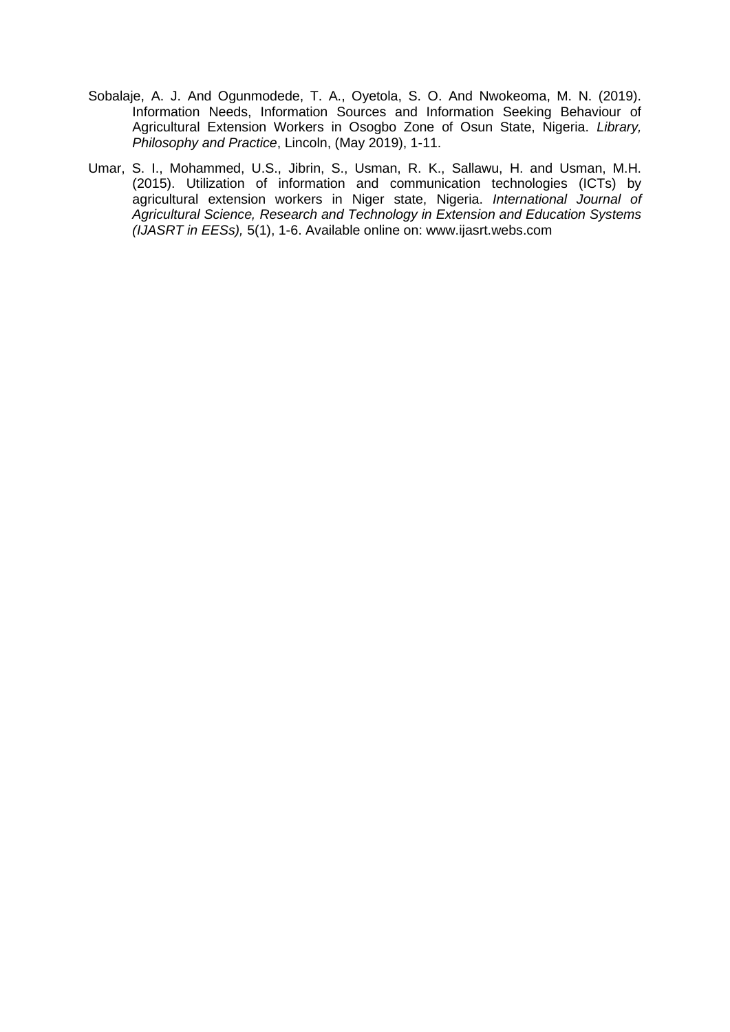Sobalaje, A. J. And Ogunmodede, T. A., Oyetola, S. O. And Nwokeoma, M. N. (2019). Information Needs, Information Sources and Information Seeking Behaviour of Agricultural Extension Workers in Osogbo Zone of Osun State, Nigeria. *Library, Philosophy and Practice*, Lincoln, (May 2019), 1-11.

Umar, S. I., Mohammed, U.S., Jibrin, S., Usman, R. K., Sallawu, H. and Usman, M.H. (2015). Utilization of information and communication technologies (ICTs) by agricultural extension workers in Niger state, Nigeria. *International Journal of Agricultural Science, Research and Technology in Extension and Education Systems (IJASRT in EESs),* 5(1), 1-6. Available online on: www.ijasrt.webs.com